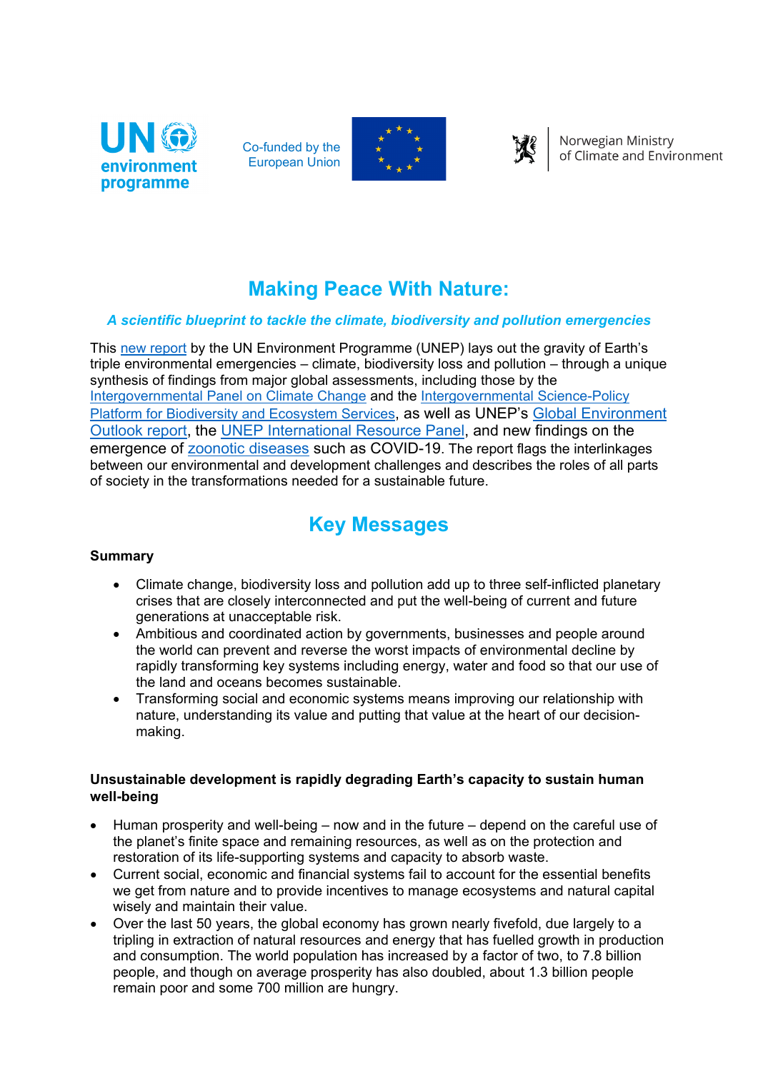Co-funded by the European Union

Norwegian Ministry of Climate and Environment

# Making Peace With Nature:

***A scientific blueprint to tackle the climate, biodiversity and pollution emergencies***

This new report by the UN Environment Programme (UNEP) lays out the gravity of Earth's triple environmental emergencies – climate, biodiversity loss and pollution – through a unique synthesis of findings from major global assessments, including those by the Intergovernmental Panel on Climate Change and the Intergovernmental Science-Policy Platform for Biodiversity and Ecosystem Services, as well as UNEP's Global Environment Outlook report, the UNEP International Resource Panel, and new findings on the emergence of zoonotic diseases such as COVID-19. The report flags the interlinkages between our environmental and development challenges and describes the roles of all parts of society in the transformations needed for a sustainable future.

## Key Messages

**Summary**

- Climate change, biodiversity loss and pollution add up to three self-inflicted planetary crises that are closely interconnected and put the well-being of current and future generations at unacceptable risk.
- Ambitious and coordinated action by governments, businesses and people around the world can prevent and reverse the worst impacts of environmental decline by rapidly transforming key systems including energy, water and food so that our use of the land and oceans becomes sustainable.
- Transforming social and economic systems means improving our relationship with nature, understanding its value and putting that value at the heart of our decision-making.

**Unsustainable development is rapidly degrading Earth's capacity to sustain human well-being**

- Human prosperity and well-being – now and in the future – depend on the careful use of the planet's finite space and remaining resources, as well as on the protection and restoration of its life-supporting systems and capacity to absorb waste.
- Current social, economic and financial systems fail to account for the essential benefits we get from nature and to provide incentives to manage ecosystems and natural capital wisely and maintain their value.
- Over the last 50 years, the global economy has grown nearly fivefold, due largely to a tripling in extraction of natural resources and energy that has fuelled growth in production and consumption. The world population has increased by a factor of two, to 7.8 billion people, and though on average prosperity has also doubled, about 1.3 billion people remain poor and some 700 million are hungry.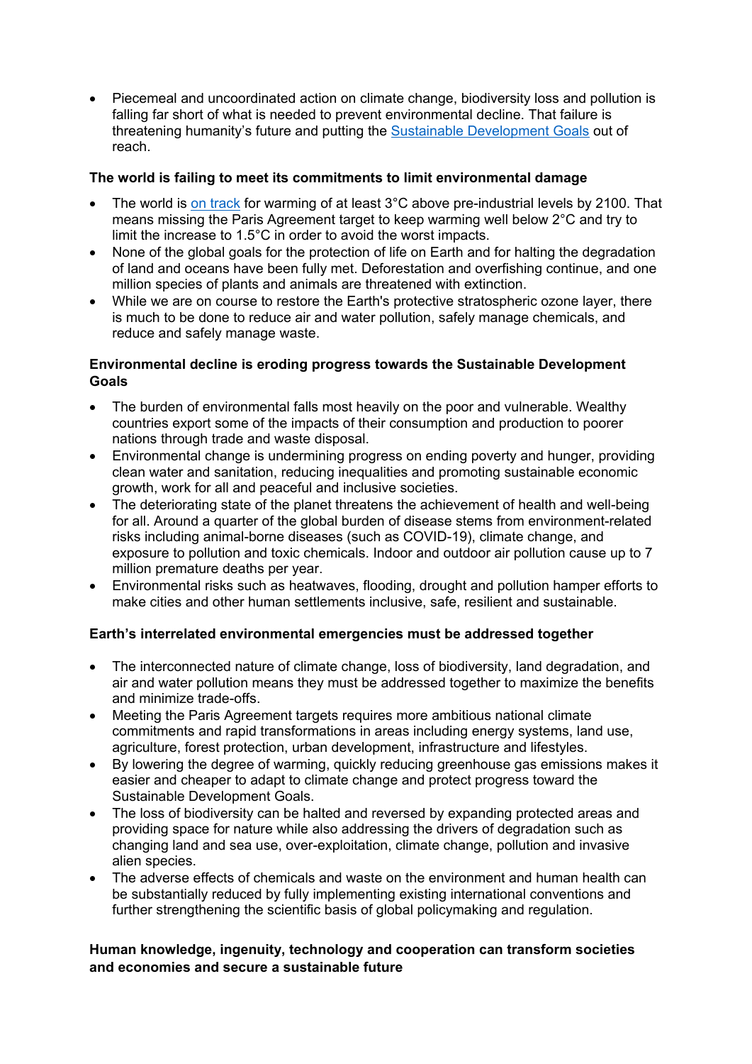- Piecemeal and uncoordinated action on climate change, biodiversity loss and pollution is falling far short of what is needed to prevent environmental decline. That failure is threatening humanity's future and putting the [Sustainable Development Goals]() out of reach.

**The world is failing to meet its commitments to limit environmental damage**

- The world is [on track]() for warming of at least 3°C above pre-industrial levels by 2100. That means missing the Paris Agreement target to keep warming well below 2°C and try to limit the increase to 1.5°C in order to avoid the worst impacts.
- None of the global goals for the protection of life on Earth and for halting the degradation of land and oceans have been fully met. Deforestation and overfishing continue, and one million species of plants and animals are threatened with extinction.
- While we are on course to restore the Earth's protective stratospheric ozone layer, there is much to be done to reduce air and water pollution, safely manage chemicals, and reduce and safely manage waste.

**Environmental decline is eroding progress towards the Sustainable Development Goals**

- The burden of environmental falls most heavily on the poor and vulnerable. Wealthy countries export some of the impacts of their consumption and production to poorer nations through trade and waste disposal.
- Environmental change is undermining progress on ending poverty and hunger, providing clean water and sanitation, reducing inequalities and promoting sustainable economic growth, work for all and peaceful and inclusive societies.
- The deteriorating state of the planet threatens the achievement of health and well-being for all. Around a quarter of the global burden of disease stems from environment-related risks including animal-borne diseases (such as COVID-19), climate change, and exposure to pollution and toxic chemicals. Indoor and outdoor air pollution cause up to 7 million premature deaths per year.
- Environmental risks such as heatwaves, flooding, drought and pollution hamper efforts to make cities and other human settlements inclusive, safe, resilient and sustainable.

**Earth's interrelated environmental emergencies must be addressed together**

- The interconnected nature of climate change, loss of biodiversity, land degradation, and air and water pollution means they must be addressed together to maximize the benefits and minimize trade-offs.
- Meeting the Paris Agreement targets requires more ambitious national climate commitments and rapid transformations in areas including energy systems, land use, agriculture, forest protection, urban development, infrastructure and lifestyles.
- By lowering the degree of warming, quickly reducing greenhouse gas emissions makes it easier and cheaper to adapt to climate change and protect progress toward the Sustainable Development Goals.
- The loss of biodiversity can be halted and reversed by expanding protected areas and providing space for nature while also addressing the drivers of degradation such as changing land and sea use, over-exploitation, climate change, pollution and invasive alien species.
- The adverse effects of chemicals and waste on the environment and human health can be substantially reduced by fully implementing existing international conventions and further strengthening the scientific basis of global policymaking and regulation.

**Human knowledge, ingenuity, technology and cooperation can transform societies and economies and secure a sustainable future**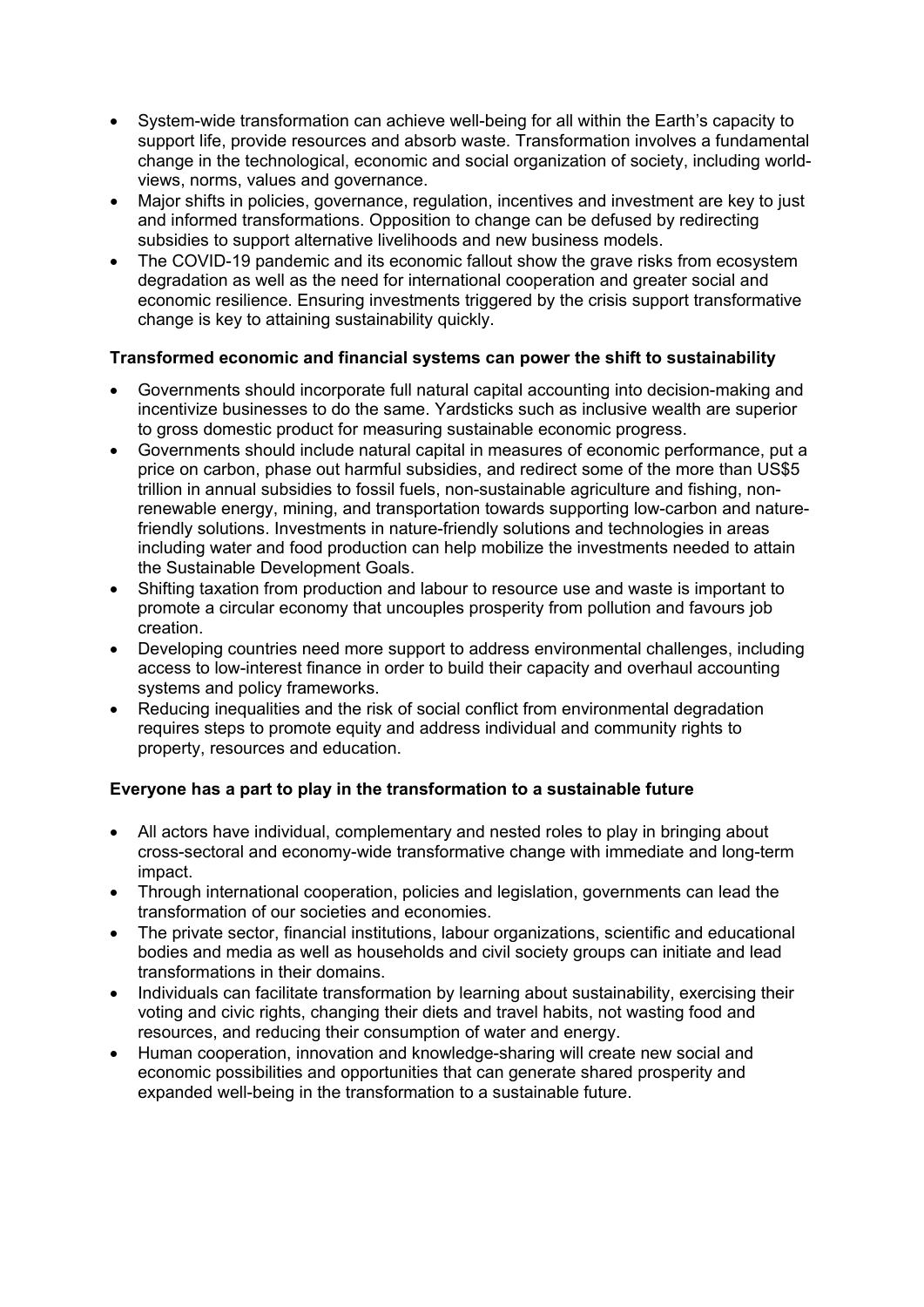- System-wide transformation can achieve well-being for all within the Earth's capacity to support life, provide resources and absorb waste. Transformation involves a fundamental change in the technological, economic and social organization of society, including world-views, norms, values and governance.
- Major shifts in policies, governance, regulation, incentives and investment are key to just and informed transformations. Opposition to change can be defused by redirecting subsidies to support alternative livelihoods and new business models.
- The COVID-19 pandemic and its economic fallout show the grave risks from ecosystem degradation as well as the need for international cooperation and greater social and economic resilience. Ensuring investments triggered by the crisis support transformative change is key to attaining sustainability quickly.

**Transformed economic and financial systems can power the shift to sustainability**

- Governments should incorporate full natural capital accounting into decision-making and incentivize businesses to do the same. Yardsticks such as inclusive wealth are superior to gross domestic product for measuring sustainable economic progress.
- Governments should include natural capital in measures of economic performance, put a price on carbon, phase out harmful subsidies, and redirect some of the more than US$5 trillion in annual subsidies to fossil fuels, non-sustainable agriculture and fishing, non-renewable energy, mining, and transportation towards supporting low-carbon and nature-friendly solutions. Investments in nature-friendly solutions and technologies in areas including water and food production can help mobilize the investments needed to attain the Sustainable Development Goals.
- Shifting taxation from production and labour to resource use and waste is important to promote a circular economy that uncouples prosperity from pollution and favours job creation.
- Developing countries need more support to address environmental challenges, including access to low-interest finance in order to build their capacity and overhaul accounting systems and policy frameworks.
- Reducing inequalities and the risk of social conflict from environmental degradation requires steps to promote equity and address individual and community rights to property, resources and education.

**Everyone has a part to play in the transformation to a sustainable future**

- All actors have individual, complementary and nested roles to play in bringing about cross-sectoral and economy-wide transformative change with immediate and long-term impact.
- Through international cooperation, policies and legislation, governments can lead the transformation of our societies and economies.
- The private sector, financial institutions, labour organizations, scientific and educational bodies and media as well as households and civil society groups can initiate and lead transformations in their domains.
- Individuals can facilitate transformation by learning about sustainability, exercising their voting and civic rights, changing their diets and travel habits, not wasting food and resources, and reducing their consumption of water and energy.
- Human cooperation, innovation and knowledge-sharing will create new social and economic possibilities and opportunities that can generate shared prosperity and expanded well-being in the transformation to a sustainable future.